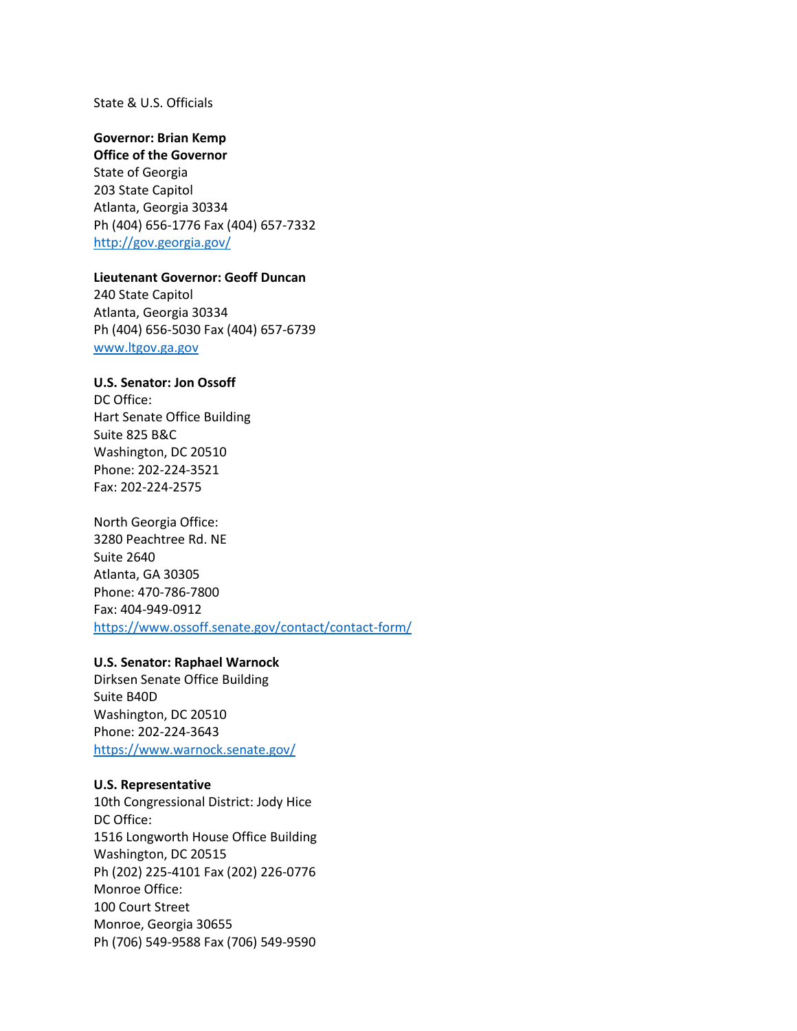State & U.S. Officials

**Governor: Brian Kemp**
**Office of the Governor**
State of Georgia
203 State Capitol
Atlanta, Georgia 30334
Ph (404) 656-1776 Fax (404) 657-7332
http://gov.georgia.gov/

**Lieutenant Governor: Geoff Duncan**
240 State Capitol
Atlanta, Georgia 30334
Ph (404) 656-5030 Fax (404) 657-6739
www.ltgov.ga.gov

**U.S. Senator: Jon Ossoff**
DC Office:
Hart Senate Office Building
Suite 825 B&C
Washington, DC 20510
Phone: 202-224-3521
Fax: 202-224-2575

North Georgia Office:
3280 Peachtree Rd. NE
Suite 2640
Atlanta, GA 30305
Phone: 470-786-7800
Fax: 404-949-0912
https://www.ossoff.senate.gov/contact/contact-form/

**U.S. Senator: Raphael Warnock**
Dirksen Senate Office Building
Suite B40D
Washington, DC 20510
Phone: 202-224-3643
https://www.warnock.senate.gov/

**U.S. Representative**
10th Congressional District: Jody Hice
DC Office:
1516 Longworth House Office Building
Washington, DC 20515
Ph (202) 225-4101 Fax (202) 226-0776
Monroe Office:
100 Court Street
Monroe, Georgia 30655
Ph (706) 549-9588 Fax (706) 549-9590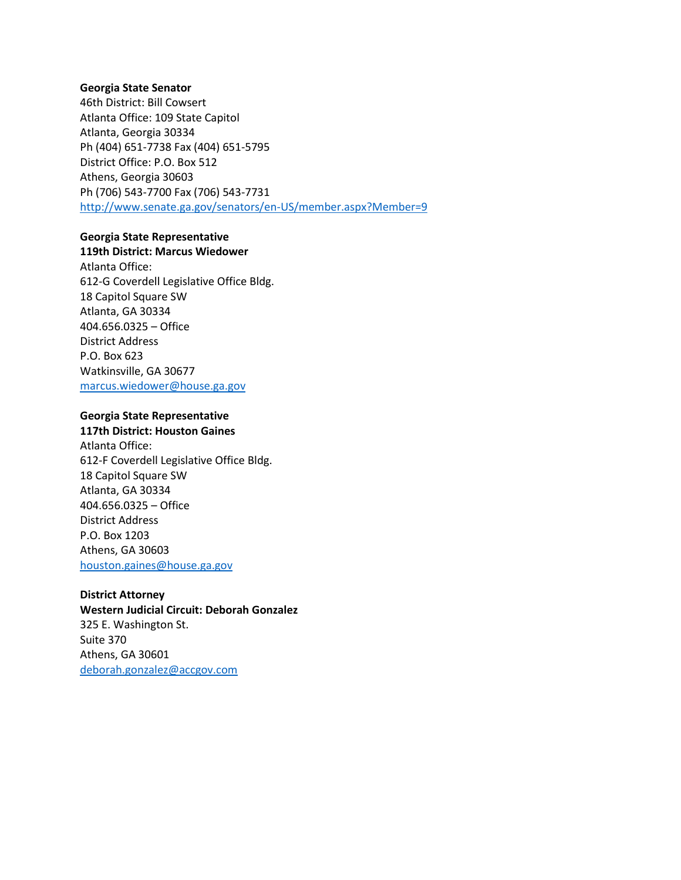**Georgia State Senator**
46th District: Bill Cowsert
Atlanta Office: 109 State Capitol
Atlanta, Georgia 30334
Ph (404) 651-7738 Fax (404) 651-5795
District Office: P.O. Box 512
Athens, Georgia 30603
Ph (706) 543-7700 Fax (706) 543-7731
[http://www.senate.ga.gov/senators/en-US/member.aspx?Member=9](http://www.senate.ga.gov/senators/en-US/member.aspx?Member=9)

**Georgia State Representative**
**119th District: Marcus Wiedower**
Atlanta Office:
612-G Coverdell Legislative Office Bldg.
18 Capitol Square SW
Atlanta, GA 30334
404.656.0325 – Office
District Address
P.O. Box 623
Watkinsville, GA 30677
[marcus.wiedower@house.ga.gov](mailto:marcus.wiedower@house.ga.gov)

**Georgia State Representative**
**117th District: Houston Gaines**
Atlanta Office:
612-F Coverdell Legislative Office Bldg.
18 Capitol Square SW
Atlanta, GA 30334
404.656.0325 – Office
District Address
P.O. Box 1203
Athens, GA 30603
[houston.gaines@house.ga.gov](mailto:houston.gaines@house.ga.gov)

**District Attorney**
**Western Judicial Circuit: Deborah Gonzalez**
325 E. Washington St.
Suite 370
Athens, GA 30601
[deborah.gonzalez@accgov.com](mailto:deborah.gonzalez@accgov.com)